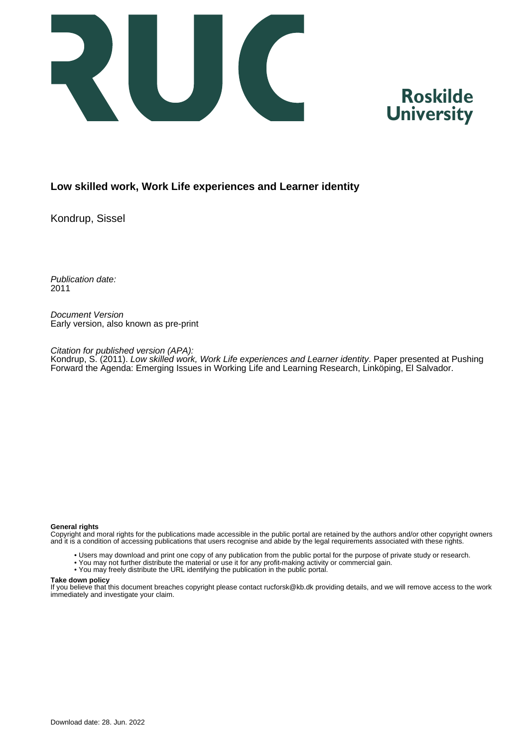Roskilde University

# Low skilled work, Work Life experiences and Learner identity

Kondrup, Sissel

*Publication date:*
2011

*Document Version*
Early version, also known as pre-print

*Citation for published version (APA):*
Kondrup, S. (2011). *Low skilled work, Work Life experiences and Learner identity*. Paper presented at Pushing Forward the Agenda: Emerging Issues in Working Life and Learning Research, Linköping, El Salvador.

**General rights**
Copyright and moral rights for the publications made accessible in the public portal are retained by the authors and/or other copyright owners and it is a condition of accessing publications that users recognise and abide by the legal requirements associated with these rights.

- Users may download and print one copy of any publication from the public portal for the purpose of private study or research.
- You may not further distribute the material or use it for any profit-making activity or commercial gain.
- You may freely distribute the URL identifying the publication in the public portal.

**Take down policy**
If you believe that this document breaches copyright please contact rucforsk@kb.dk providing details, and we will remove access to the work immediately and investigate your claim.

Download date: 28. Jun. 2022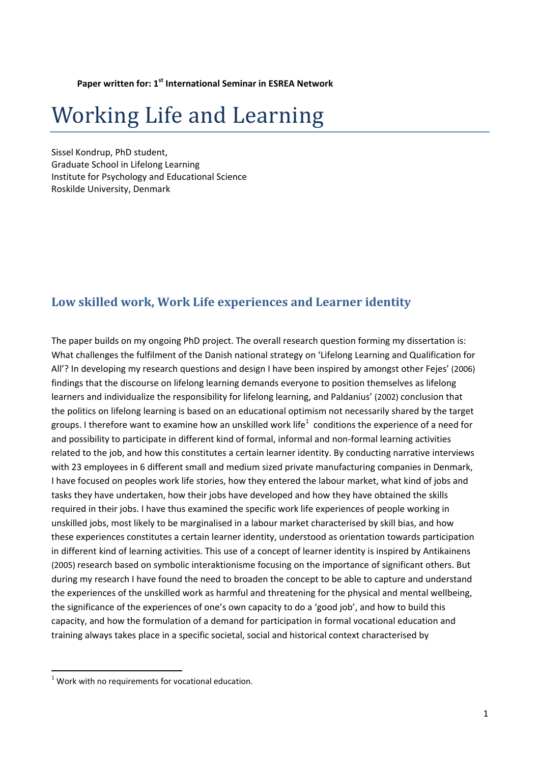**Paper written for: 1st International Seminar in ESREA Network**

# Working Life and Learning

Sissel Kondrup, PhD student,
Graduate School in Lifelong Learning
Institute for Psychology and Educational Science
Roskilde University, Denmark

## Low skilled work, Work Life experiences and Learner identity

The paper builds on my ongoing PhD project. The overall research question forming my dissertation is: What challenges the fulfilment of the Danish national strategy on 'Lifelong Learning and Qualification for All'? In developing my research questions and design I have been inspired by amongst other Fejes' (2006) findings that the discourse on lifelong learning demands everyone to position themselves as lifelong learners and individualize the responsibility for lifelong learning, and Paldanius' (2002) conclusion that the politics on lifelong learning is based on an educational optimism not necessarily shared by the target groups. I therefore want to examine how an unskilled work life[1] conditions the experience of a need for and possibility to participate in different kind of formal, informal and non-formal learning activities related to the job, and how this constitutes a certain learner identity. By conducting narrative interviews with 23 employees in 6 different small and medium sized private manufacturing companies in Denmark, I have focused on peoples work life stories, how they entered the labour market, what kind of jobs and tasks they have undertaken, how their jobs have developed and how they have obtained the skills required in their jobs. I have thus examined the specific work life experiences of people working in unskilled jobs, most likely to be marginalised in a labour market characterised by skill bias, and how these experiences constitutes a certain learner identity, understood as orientation towards participation in different kind of learning activities. This use of a concept of learner identity is inspired by Antikainens (2005) research based on symbolic interaktionisme focusing on the importance of significant others. But during my research I have found the need to broaden the concept to be able to capture and understand the experiences of the unskilled work as harmful and threatening for the physical and mental wellbeing, the significance of the experiences of one's own capacity to do a 'good job', and how to build this capacity, and how the formulation of a demand for participation in formal vocational education and training always takes place in a specific societal, social and historical context characterised by

[1] Work with no requirements for vocational education.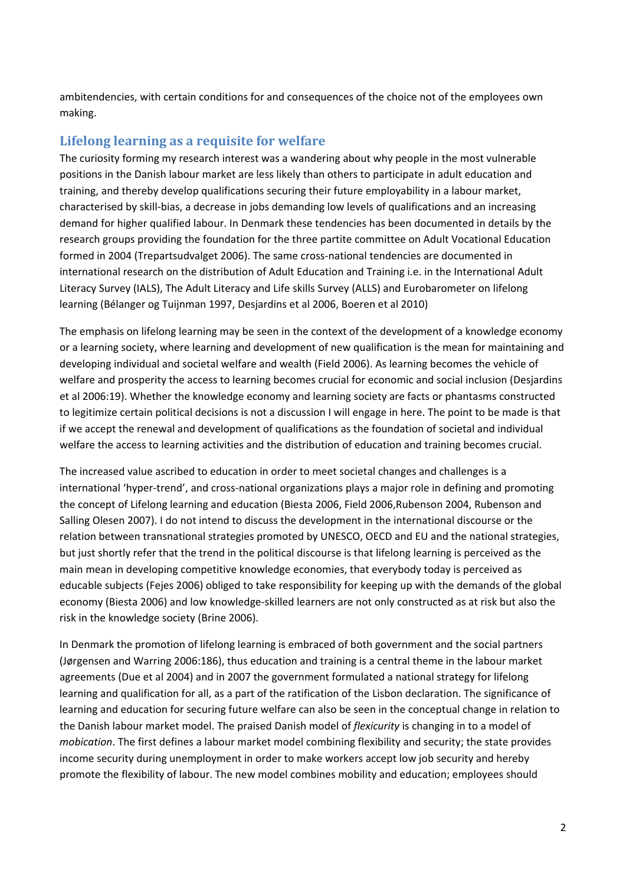ambitendencies, with certain conditions for and consequences of the choice not of the employees own making.

## Lifelong learning as a requisite for welfare

The curiosity forming my research interest was a wandering about why people in the most vulnerable positions in the Danish labour market are less likely than others to participate in adult education and training, and thereby develop qualifications securing their future employability in a labour market, characterised by skill-bias, a decrease in jobs demanding low levels of qualifications and an increasing demand for higher qualified labour. In Denmark these tendencies has been documented in details by the research groups providing the foundation for the three partite committee on Adult Vocational Education formed in 2004 (Trepartsudvalget 2006). The same cross-national tendencies are documented in international research on the distribution of Adult Education and Training i.e. in the International Adult Literacy Survey (IALS), The Adult Literacy and Life skills Survey (ALLS) and Eurobarometer on lifelong learning (Bélanger og Tuijnman 1997, Desjardins et al 2006, Boeren et al 2010)

The emphasis on lifelong learning may be seen in the context of the development of a knowledge economy or a learning society, where learning and development of new qualification is the mean for maintaining and developing individual and societal welfare and wealth (Field 2006). As learning becomes the vehicle of welfare and prosperity the access to learning becomes crucial for economic and social inclusion (Desjardins et al 2006:19). Whether the knowledge economy and learning society are facts or phantasms constructed to legitimize certain political decisions is not a discussion I will engage in here. The point to be made is that if we accept the renewal and development of qualifications as the foundation of societal and individual welfare the access to learning activities and the distribution of education and training becomes crucial.

The increased value ascribed to education in order to meet societal changes and challenges is a international 'hyper-trend', and cross-national organizations plays a major role in defining and promoting the concept of Lifelong learning and education (Biesta 2006, Field 2006,Rubenson 2004, Rubenson and Salling Olesen 2007). I do not intend to discuss the development in the international discourse or the relation between transnational strategies promoted by UNESCO, OECD and EU and the national strategies, but just shortly refer that the trend in the political discourse is that lifelong learning is perceived as the main mean in developing competitive knowledge economies, that everybody today is perceived as educable subjects (Fejes 2006) obliged to take responsibility for keeping up with the demands of the global economy (Biesta 2006) and low knowledge-skilled learners are not only constructed as at risk but also the risk in the knowledge society (Brine 2006).

In Denmark the promotion of lifelong learning is embraced of both government and the social partners (Jørgensen and Warring 2006:186), thus education and training is a central theme in the labour market agreements (Due et al 2004) and in 2007 the government formulated a national strategy for lifelong learning and qualification for all, as a part of the ratification of the Lisbon declaration. The significance of learning and education for securing future welfare can also be seen in the conceptual change in relation to the Danish labour market model. The praised Danish model of *flexicurity* is changing in to a model of *mobication*. The first defines a labour market model combining flexibility and security; the state provides income security during unemployment in order to make workers accept low job security and hereby promote the flexibility of labour. The new model combines mobility and education; employees should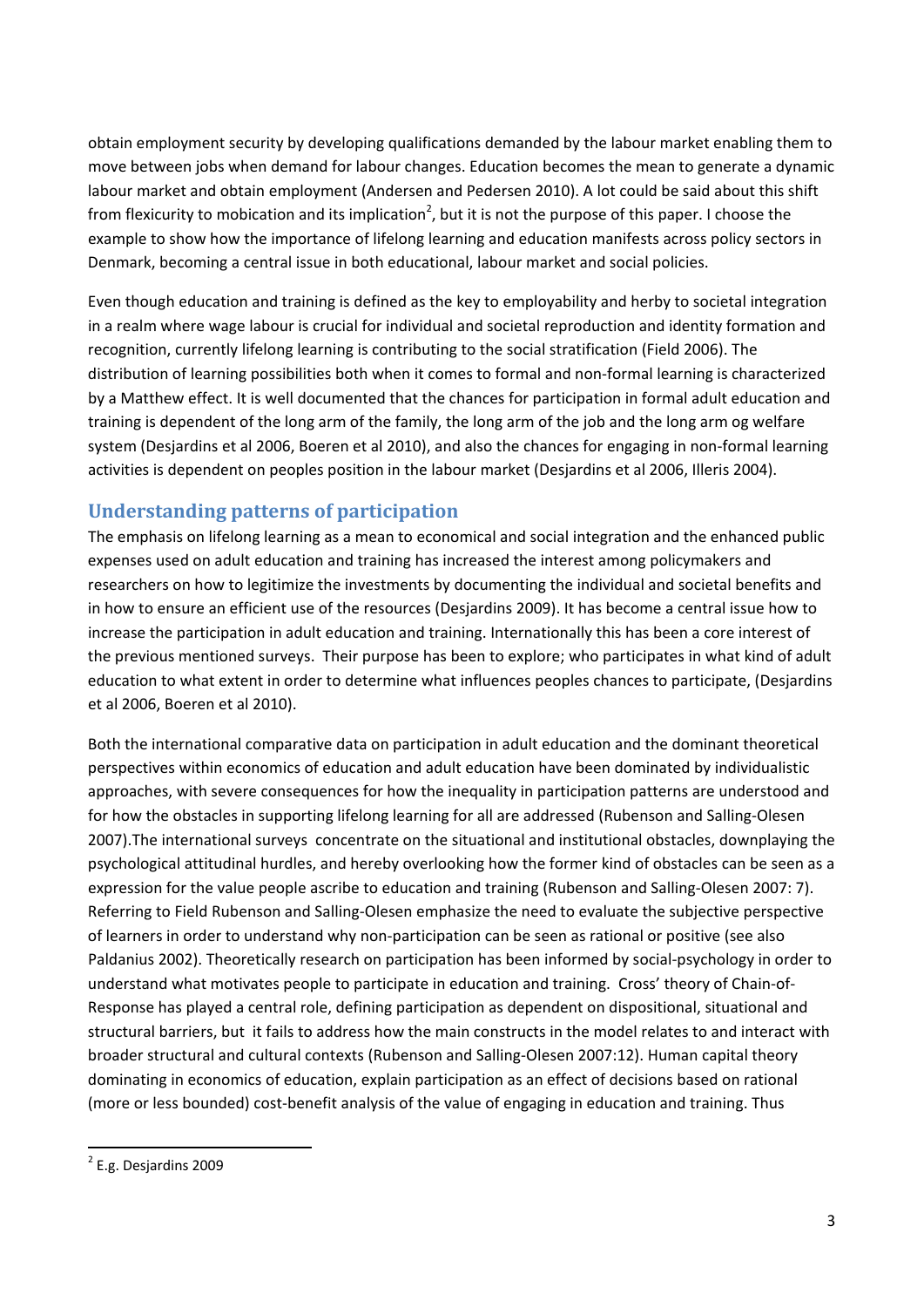obtain employment security by developing qualifications demanded by the labour market enabling them to move between jobs when demand for labour changes. Education becomes the mean to generate a dynamic labour market and obtain employment (Andersen and Pedersen 2010). A lot could be said about this shift from flexicurity to mobication and its implication[2], but it is not the purpose of this paper. I choose the example to show how the importance of lifelong learning and education manifests across policy sectors in Denmark, becoming a central issue in both educational, labour market and social policies.

Even though education and training is defined as the key to employability and herby to societal integration in a realm where wage labour is crucial for individual and societal reproduction and identity formation and recognition, currently lifelong learning is contributing to the social stratification (Field 2006). The distribution of learning possibilities both when it comes to formal and non-formal learning is characterized by a Matthew effect. It is well documented that the chances for participation in formal adult education and training is dependent of the long arm of the family, the long arm of the job and the long arm og welfare system (Desjardins et al 2006, Boeren et al 2010), and also the chances for engaging in non-formal learning activities is dependent on peoples position in the labour market (Desjardins et al 2006, Illeris 2004).

## Understanding patterns of participation

The emphasis on lifelong learning as a mean to economical and social integration and the enhanced public expenses used on adult education and training has increased the interest among policymakers and researchers on how to legitimize the investments by documenting the individual and societal benefits and in how to ensure an efficient use of the resources (Desjardins 2009). It has become a central issue how to increase the participation in adult education and training. Internationally this has been a core interest of the previous mentioned surveys. Their purpose has been to explore; who participates in what kind of adult education to what extent in order to determine what influences peoples chances to participate, (Desjardins et al 2006, Boeren et al 2010).

Both the international comparative data on participation in adult education and the dominant theoretical perspectives within economics of education and adult education have been dominated by individualistic approaches, with severe consequences for how the inequality in participation patterns are understood and for how the obstacles in supporting lifelong learning for all are addressed (Rubenson and Salling-Olesen 2007).The international surveys concentrate on the situational and institutional obstacles, downplaying the psychological attitudinal hurdles, and hereby overlooking how the former kind of obstacles can be seen as a expression for the value people ascribe to education and training (Rubenson and Salling-Olesen 2007: 7). Referring to Field Rubenson and Salling-Olesen emphasize the need to evaluate the subjective perspective of learners in order to understand why non-participation can be seen as rational or positive (see also Paldanius 2002). Theoretically research on participation has been informed by social-psychology in order to understand what motivates people to participate in education and training. Cross' theory of Chain-of-Response has played a central role, defining participation as dependent on dispositional, situational and structural barriers, but it fails to address how the main constructs in the model relates to and interact with broader structural and cultural contexts (Rubenson and Salling-Olesen 2007:12). Human capital theory dominating in economics of education, explain participation as an effect of decisions based on rational (more or less bounded) cost-benefit analysis of the value of engaging in education and training. Thus

[2] E.g. Desjardins 2009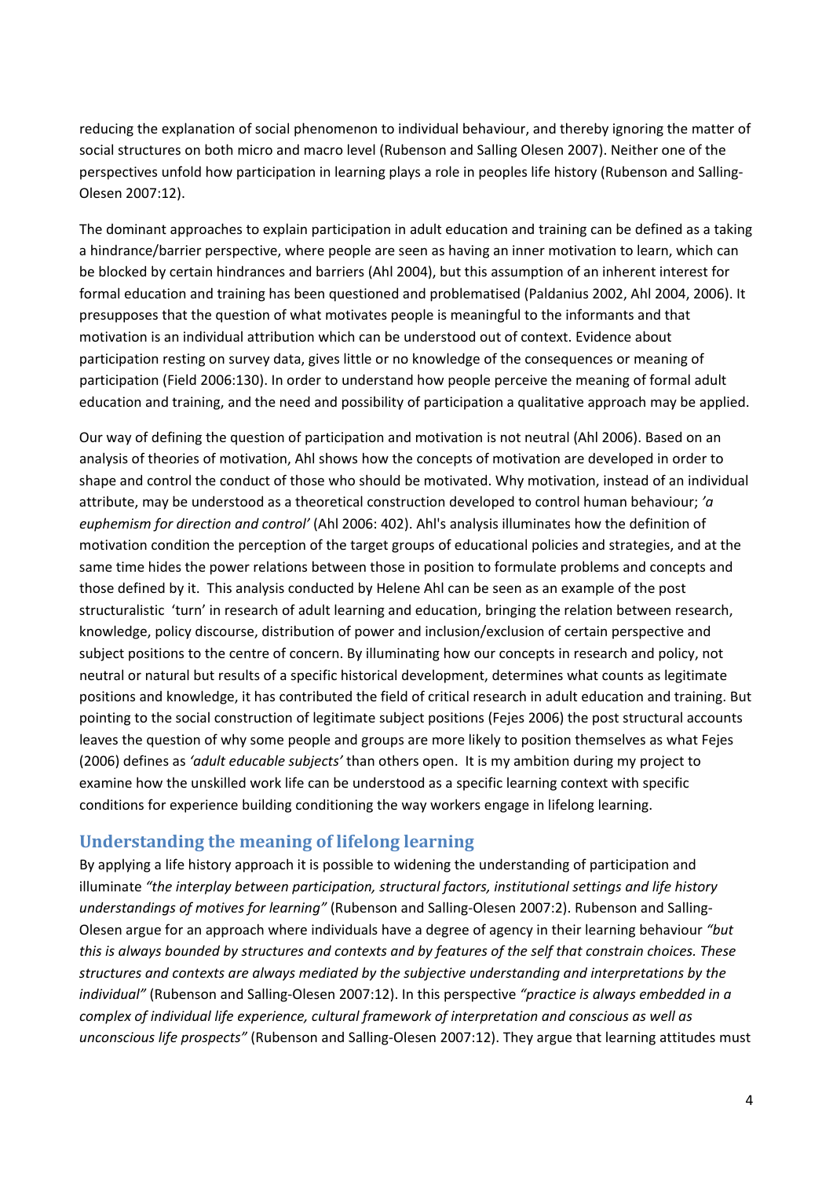reducing the explanation of social phenomenon to individual behaviour, and thereby ignoring the matter of social structures on both micro and macro level (Rubenson and Salling Olesen 2007). Neither one of the perspectives unfold how participation in learning plays a role in peoples life history (Rubenson and Salling-Olesen 2007:12).

The dominant approaches to explain participation in adult education and training can be defined as a taking a hindrance/barrier perspective, where people are seen as having an inner motivation to learn, which can be blocked by certain hindrances and barriers (Ahl 2004), but this assumption of an inherent interest for formal education and training has been questioned and problematised (Paldanius 2002, Ahl 2004, 2006). It presupposes that the question of what motivates people is meaningful to the informants and that motivation is an individual attribution which can be understood out of context. Evidence about participation resting on survey data, gives little or no knowledge of the consequences or meaning of participation (Field 2006:130). In order to understand how people perceive the meaning of formal adult education and training, and the need and possibility of participation a qualitative approach may be applied.

Our way of defining the question of participation and motivation is not neutral (Ahl 2006). Based on an analysis of theories of motivation, Ahl shows how the concepts of motivation are developed in order to shape and control the conduct of those who should be motivated. Why motivation, instead of an individual attribute, may be understood as a theoretical construction developed to control human behaviour; *'a euphemism for direction and control'* (Ahl 2006: 402). Ahl's analysis illuminates how the definition of motivation condition the perception of the target groups of educational policies and strategies, and at the same time hides the power relations between those in position to formulate problems and concepts and those defined by it. This analysis conducted by Helene Ahl can be seen as an example of the post structuralistic 'turn' in research of adult learning and education, bringing the relation between research, knowledge, policy discourse, distribution of power and inclusion/exclusion of certain perspective and subject positions to the centre of concern. By illuminating how our concepts in research and policy, not neutral or natural but results of a specific historical development, determines what counts as legitimate positions and knowledge, it has contributed the field of critical research in adult education and training. But pointing to the social construction of legitimate subject positions (Fejes 2006) the post structural accounts leaves the question of why some people and groups are more likely to position themselves as what Fejes (2006) defines as *'adult educable subjects'* than others open. It is my ambition during my project to examine how the unskilled work life can be understood as a specific learning context with specific conditions for experience building conditioning the way workers engage in lifelong learning.

## Understanding the meaning of lifelong learning

By applying a life history approach it is possible to widening the understanding of participation and illuminate *"the interplay between participation, structural factors, institutional settings and life history understandings of motives for learning"* (Rubenson and Salling-Olesen 2007:2). Rubenson and Salling-Olesen argue for an approach where individuals have a degree of agency in their learning behaviour *"but this is always bounded by structures and contexts and by features of the self that constrain choices. These structures and contexts are always mediated by the subjective understanding and interpretations by the individual"* (Rubenson and Salling-Olesen 2007:12). In this perspective *"practice is always embedded in a complex of individual life experience, cultural framework of interpretation and conscious as well as unconscious life prospects"* (Rubenson and Salling-Olesen 2007:12). They argue that learning attitudes must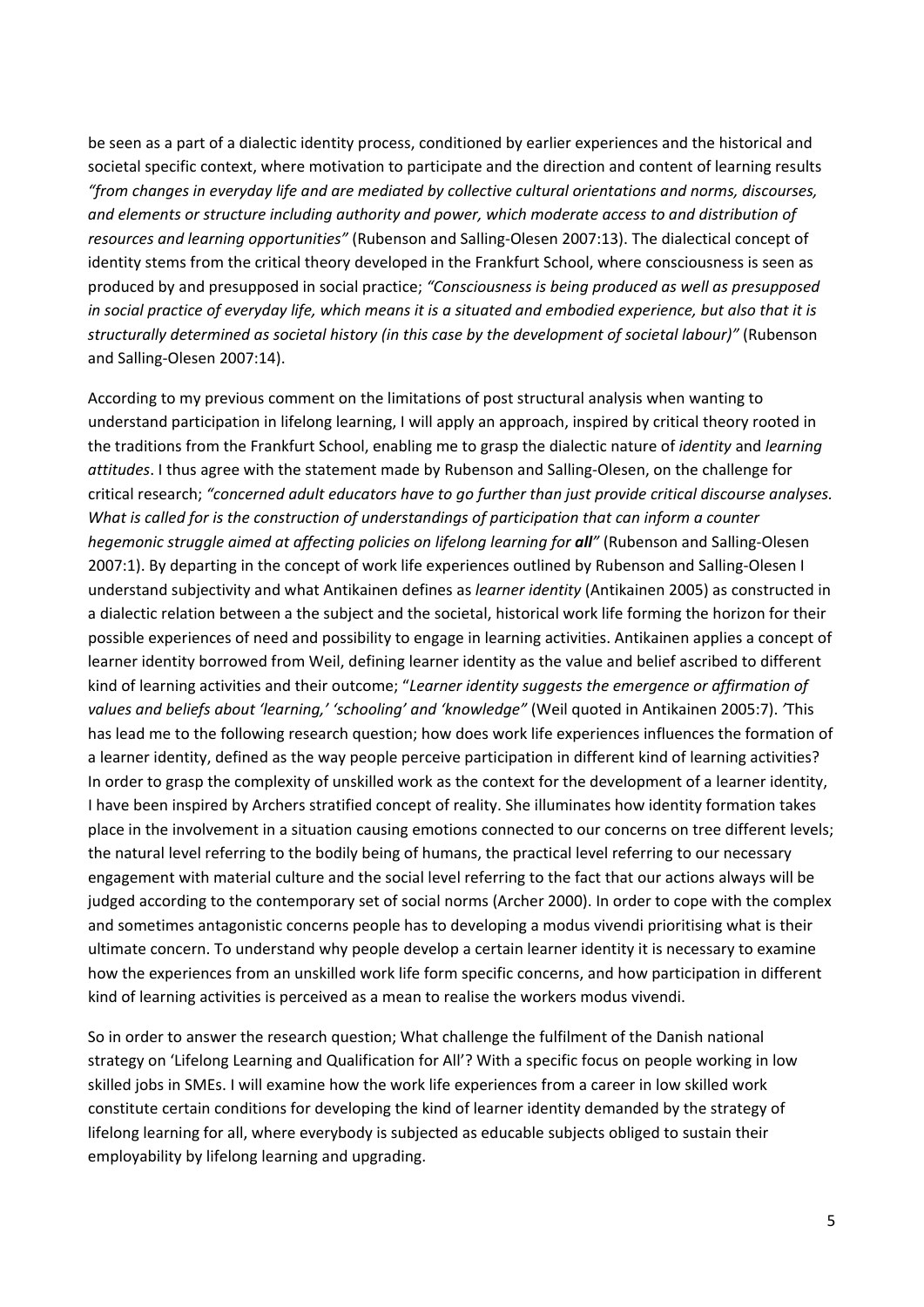be seen as a part of a dialectic identity process, conditioned by earlier experiences and the historical and societal specific context, where motivation to participate and the direction and content of learning results *"from changes in everyday life and are mediated by collective cultural orientations and norms, discourses, and elements or structure including authority and power, which moderate access to and distribution of resources and learning opportunities"* (Rubenson and Salling-Olesen 2007:13). The dialectical concept of identity stems from the critical theory developed in the Frankfurt School, where consciousness is seen as produced by and presupposed in social practice; *"Consciousness is being produced as well as presupposed in social practice of everyday life, which means it is a situated and embodied experience, but also that it is structurally determined as societal history (in this case by the development of societal labour)"* (Rubenson and Salling-Olesen 2007:14).

According to my previous comment on the limitations of post structural analysis when wanting to understand participation in lifelong learning, I will apply an approach, inspired by critical theory rooted in the traditions from the Frankfurt School, enabling me to grasp the dialectic nature of *identity* and *learning attitudes*. I thus agree with the statement made by Rubenson and Salling-Olesen, on the challenge for critical research; *"concerned adult educators have to go further than just provide critical discourse analyses. What is called for is the construction of understandings of participation that can inform a counter hegemonic struggle aimed at affecting policies on lifelong learning for **all**"* (Rubenson and Salling-Olesen 2007:1). By departing in the concept of work life experiences outlined by Rubenson and Salling-Olesen I understand subjectivity and what Antikainen defines as *learner identity* (Antikainen 2005) as constructed in a dialectic relation between a the subject and the societal, historical work life forming the horizon for their possible experiences of need and possibility to engage in learning activities. Antikainen applies a concept of learner identity borrowed from Weil, defining learner identity as the value and belief ascribed to different kind of learning activities and their outcome; "*Learner identity suggests the emergence or affirmation of values and beliefs about 'learning,' 'schooling' and 'knowledge"* (Weil quoted in Antikainen 2005:7). *'*This has lead me to the following research question; how does work life experiences influences the formation of a learner identity, defined as the way people perceive participation in different kind of learning activities? In order to grasp the complexity of unskilled work as the context for the development of a learner identity, I have been inspired by Archers stratified concept of reality. She illuminates how identity formation takes place in the involvement in a situation causing emotions connected to our concerns on tree different levels; the natural level referring to the bodily being of humans, the practical level referring to our necessary engagement with material culture and the social level referring to the fact that our actions always will be judged according to the contemporary set of social norms (Archer 2000). In order to cope with the complex and sometimes antagonistic concerns people has to developing a modus vivendi prioritising what is their ultimate concern. To understand why people develop a certain learner identity it is necessary to examine how the experiences from an unskilled work life form specific concerns, and how participation in different kind of learning activities is perceived as a mean to realise the workers modus vivendi.

So in order to answer the research question; What challenge the fulfilment of the Danish national strategy on 'Lifelong Learning and Qualification for All'? With a specific focus on people working in low skilled jobs in SMEs. I will examine how the work life experiences from a career in low skilled work constitute certain conditions for developing the kind of learner identity demanded by the strategy of lifelong learning for all, where everybody is subjected as educable subjects obliged to sustain their employability by lifelong learning and upgrading.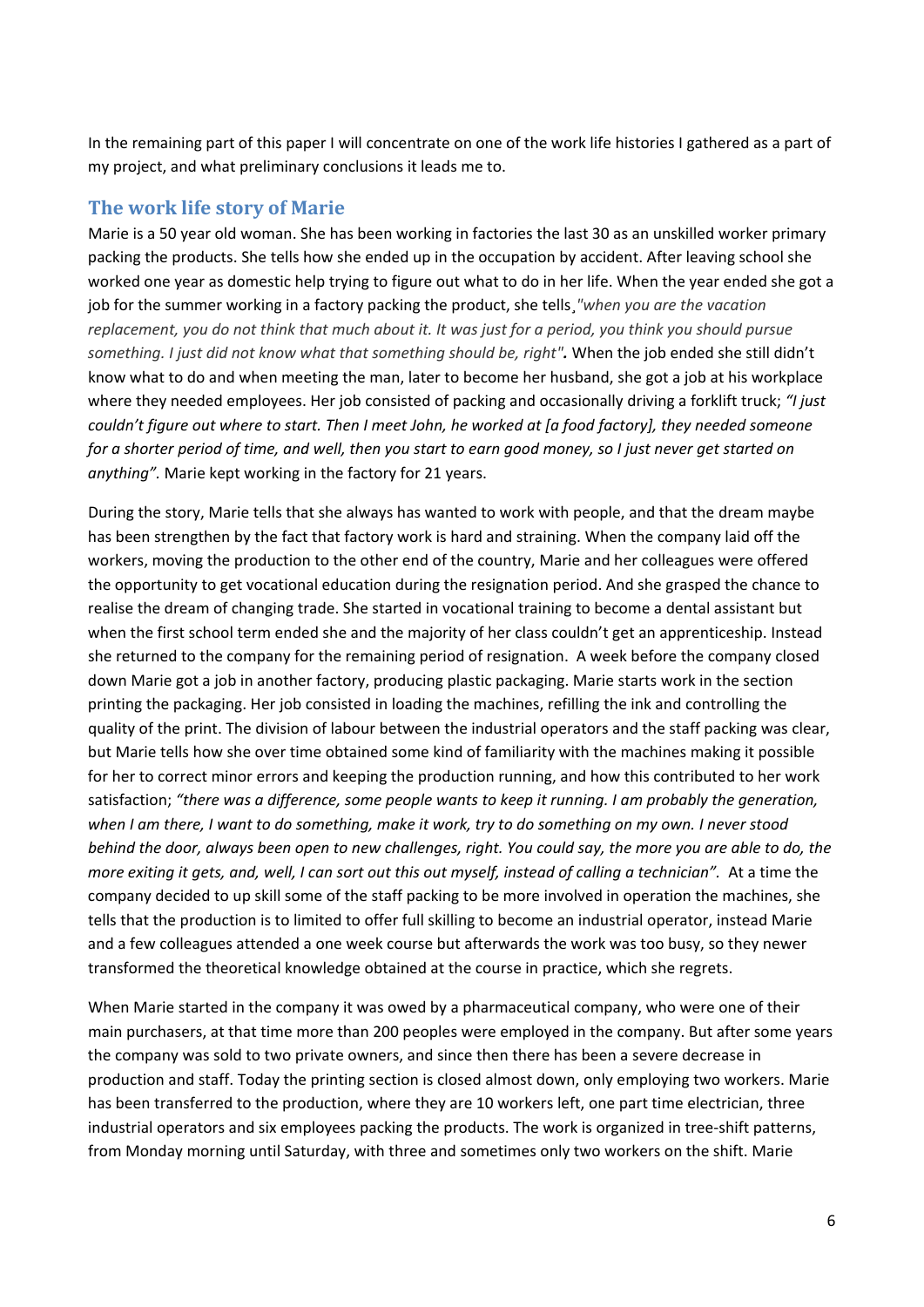In the remaining part of this paper I will concentrate on one of the work life histories I gathered as a part of my project, and what preliminary conclusions it leads me to.

## The work life story of Marie

Marie is a 50 year old woman. She has been working in factories the last 30 as an unskilled worker primary packing the products. She tells how she ended up in the occupation by accident. After leaving school she worked one year as domestic help trying to figure out what to do in her life. When the year ended she got a job for the summer working in a factory packing the product, she tells¸*"when you are the vacation replacement, you do not think that much about it. It was just for a period, you think you should pursue something. I just did not know what that something should be, right"***.** When the job ended she still didn't know what to do and when meeting the man, later to become her husband, she got a job at his workplace where they needed employees. Her job consisted of packing and occasionally driving a forklift truck; *"I just couldn't figure out where to start. Then I meet John, he worked at [a food factory], they needed someone for a shorter period of time, and well, then you start to earn good money, so I just never get started on anything".* Marie kept working in the factory for 21 years.

During the story, Marie tells that she always has wanted to work with people, and that the dream maybe has been strengthen by the fact that factory work is hard and straining. When the company laid off the workers, moving the production to the other end of the country, Marie and her colleagues were offered the opportunity to get vocational education during the resignation period. And she grasped the chance to realise the dream of changing trade. She started in vocational training to become a dental assistant but when the first school term ended she and the majority of her class couldn't get an apprenticeship. Instead she returned to the company for the remaining period of resignation. A week before the company closed down Marie got a job in another factory, producing plastic packaging. Marie starts work in the section printing the packaging. Her job consisted in loading the machines, refilling the ink and controlling the quality of the print. The division of labour between the industrial operators and the staff packing was clear, but Marie tells how she over time obtained some kind of familiarity with the machines making it possible for her to correct minor errors and keeping the production running, and how this contributed to her work satisfaction; *"there was a difference, some people wants to keep it running. I am probably the generation, when I am there, I want to do something, make it work, try to do something on my own. I never stood behind the door, always been open to new challenges, right. You could say, the more you are able to do, the more exiting it gets, and, well, I can sort out this out myself, instead of calling a technician".* At a time the company decided to up skill some of the staff packing to be more involved in operation the machines, she tells that the production is to limited to offer full skilling to become an industrial operator, instead Marie and a few colleagues attended a one week course but afterwards the work was too busy, so they newer transformed the theoretical knowledge obtained at the course in practice, which she regrets.

When Marie started in the company it was owed by a pharmaceutical company, who were one of their main purchasers, at that time more than 200 peoples were employed in the company. But after some years the company was sold to two private owners, and since then there has been a severe decrease in production and staff. Today the printing section is closed almost down, only employing two workers. Marie has been transferred to the production, where they are 10 workers left, one part time electrician, three industrial operators and six employees packing the products. The work is organized in tree-shift patterns, from Monday morning until Saturday, with three and sometimes only two workers on the shift. Marie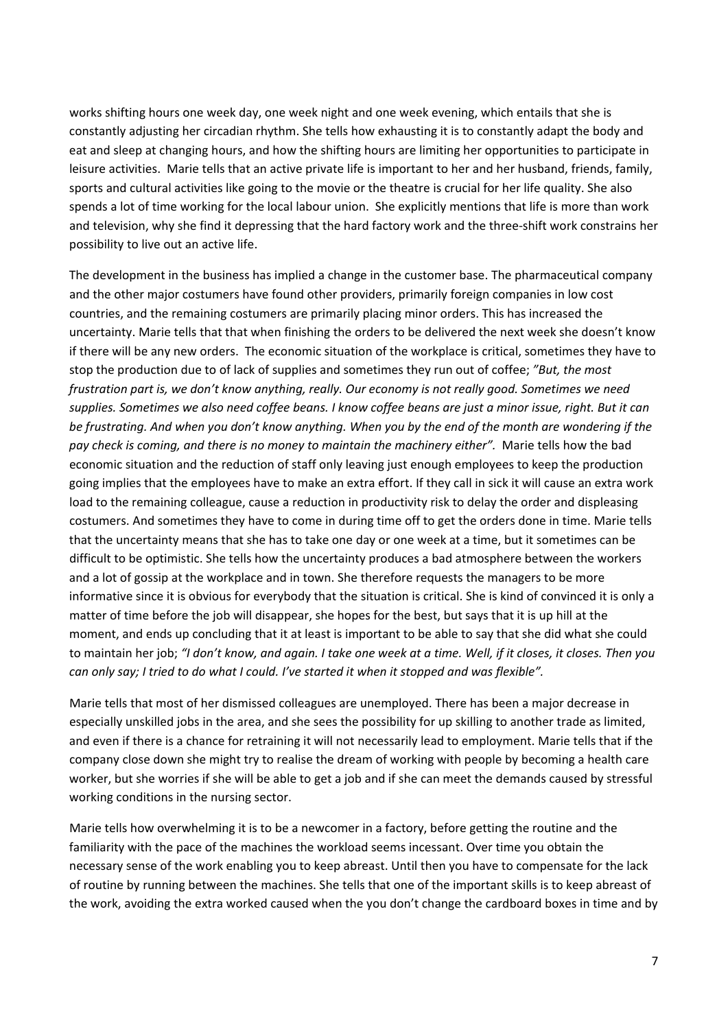works shifting hours one week day, one week night and one week evening, which entails that she is constantly adjusting her circadian rhythm. She tells how exhausting it is to constantly adapt the body and eat and sleep at changing hours, and how the shifting hours are limiting her opportunities to participate in leisure activities. Marie tells that an active private life is important to her and her husband, friends, family, sports and cultural activities like going to the movie or the theatre is crucial for her life quality. She also spends a lot of time working for the local labour union. She explicitly mentions that life is more than work and television, why she find it depressing that the hard factory work and the three-shift work constrains her possibility to live out an active life.

The development in the business has implied a change in the customer base. The pharmaceutical company and the other major costumers have found other providers, primarily foreign companies in low cost countries, and the remaining costumers are primarily placing minor orders. This has increased the uncertainty. Marie tells that that when finishing the orders to be delivered the next week she doesn't know if there will be any new orders. The economic situation of the workplace is critical, sometimes they have to stop the production due to of lack of supplies and sometimes they run out of coffee; *"But, the most frustration part is, we don't know anything, really. Our economy is not really good. Sometimes we need supplies. Sometimes we also need coffee beans. I know coffee beans are just a minor issue, right. But it can be frustrating. And when you don't know anything. When you by the end of the month are wondering if the pay check is coming, and there is no money to maintain the machinery either".* Marie tells how the bad economic situation and the reduction of staff only leaving just enough employees to keep the production going implies that the employees have to make an extra effort. If they call in sick it will cause an extra work load to the remaining colleague, cause a reduction in productivity risk to delay the order and displeasing costumers. And sometimes they have to come in during time off to get the orders done in time. Marie tells that the uncertainty means that she has to take one day or one week at a time, but it sometimes can be difficult to be optimistic. She tells how the uncertainty produces a bad atmosphere between the workers and a lot of gossip at the workplace and in town. She therefore requests the managers to be more informative since it is obvious for everybody that the situation is critical. She is kind of convinced it is only a matter of time before the job will disappear, she hopes for the best, but says that it is up hill at the moment, and ends up concluding that it at least is important to be able to say that she did what she could to maintain her job; *"I don't know, and again. I take one week at a time. Well, if it closes, it closes. Then you can only say; I tried to do what I could. I've started it when it stopped and was flexible".*

Marie tells that most of her dismissed colleagues are unemployed. There has been a major decrease in especially unskilled jobs in the area, and she sees the possibility for up skilling to another trade as limited, and even if there is a chance for retraining it will not necessarily lead to employment. Marie tells that if the company close down she might try to realise the dream of working with people by becoming a health care worker, but she worries if she will be able to get a job and if she can meet the demands caused by stressful working conditions in the nursing sector.

Marie tells how overwhelming it is to be a newcomer in a factory, before getting the routine and the familiarity with the pace of the machines the workload seems incessant. Over time you obtain the necessary sense of the work enabling you to keep abreast. Until then you have to compensate for the lack of routine by running between the machines. She tells that one of the important skills is to keep abreast of the work, avoiding the extra worked caused when the you don't change the cardboard boxes in time and by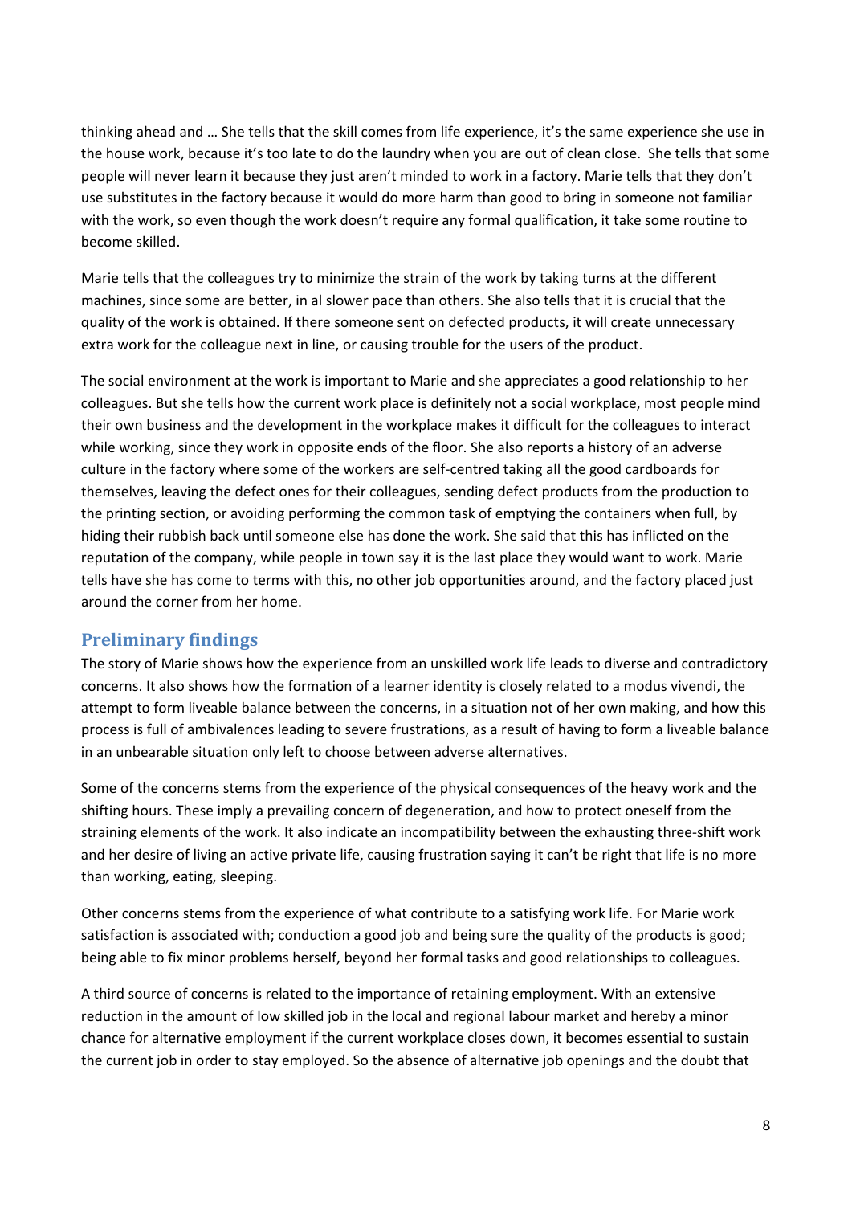thinking ahead and … She tells that the skill comes from life experience, it's the same experience she use in the house work, because it's too late to do the laundry when you are out of clean close. She tells that some people will never learn it because they just aren't minded to work in a factory. Marie tells that they don't use substitutes in the factory because it would do more harm than good to bring in someone not familiar with the work, so even though the work doesn't require any formal qualification, it take some routine to become skilled.

Marie tells that the colleagues try to minimize the strain of the work by taking turns at the different machines, since some are better, in al slower pace than others. She also tells that it is crucial that the quality of the work is obtained. If there someone sent on defected products, it will create unnecessary extra work for the colleague next in line, or causing trouble for the users of the product.

The social environment at the work is important to Marie and she appreciates a good relationship to her colleagues. But she tells how the current work place is definitely not a social workplace, most people mind their own business and the development in the workplace makes it difficult for the colleagues to interact while working, since they work in opposite ends of the floor. She also reports a history of an adverse culture in the factory where some of the workers are self-centred taking all the good cardboards for themselves, leaving the defect ones for their colleagues, sending defect products from the production to the printing section, or avoiding performing the common task of emptying the containers when full, by hiding their rubbish back until someone else has done the work. She said that this has inflicted on the reputation of the company, while people in town say it is the last place they would want to work. Marie tells have she has come to terms with this, no other job opportunities around, and the factory placed just around the corner from her home.

## Preliminary findings

The story of Marie shows how the experience from an unskilled work life leads to diverse and contradictory concerns. It also shows how the formation of a learner identity is closely related to a modus vivendi, the attempt to form liveable balance between the concerns, in a situation not of her own making, and how this process is full of ambivalences leading to severe frustrations, as a result of having to form a liveable balance in an unbearable situation only left to choose between adverse alternatives.

Some of the concerns stems from the experience of the physical consequences of the heavy work and the shifting hours. These imply a prevailing concern of degeneration, and how to protect oneself from the straining elements of the work. It also indicate an incompatibility between the exhausting three-shift work and her desire of living an active private life, causing frustration saying it can't be right that life is no more than working, eating, sleeping.

Other concerns stems from the experience of what contribute to a satisfying work life. For Marie work satisfaction is associated with; conduction a good job and being sure the quality of the products is good; being able to fix minor problems herself, beyond her formal tasks and good relationships to colleagues.

A third source of concerns is related to the importance of retaining employment. With an extensive reduction in the amount of low skilled job in the local and regional labour market and hereby a minor chance for alternative employment if the current workplace closes down, it becomes essential to sustain the current job in order to stay employed. So the absence of alternative job openings and the doubt that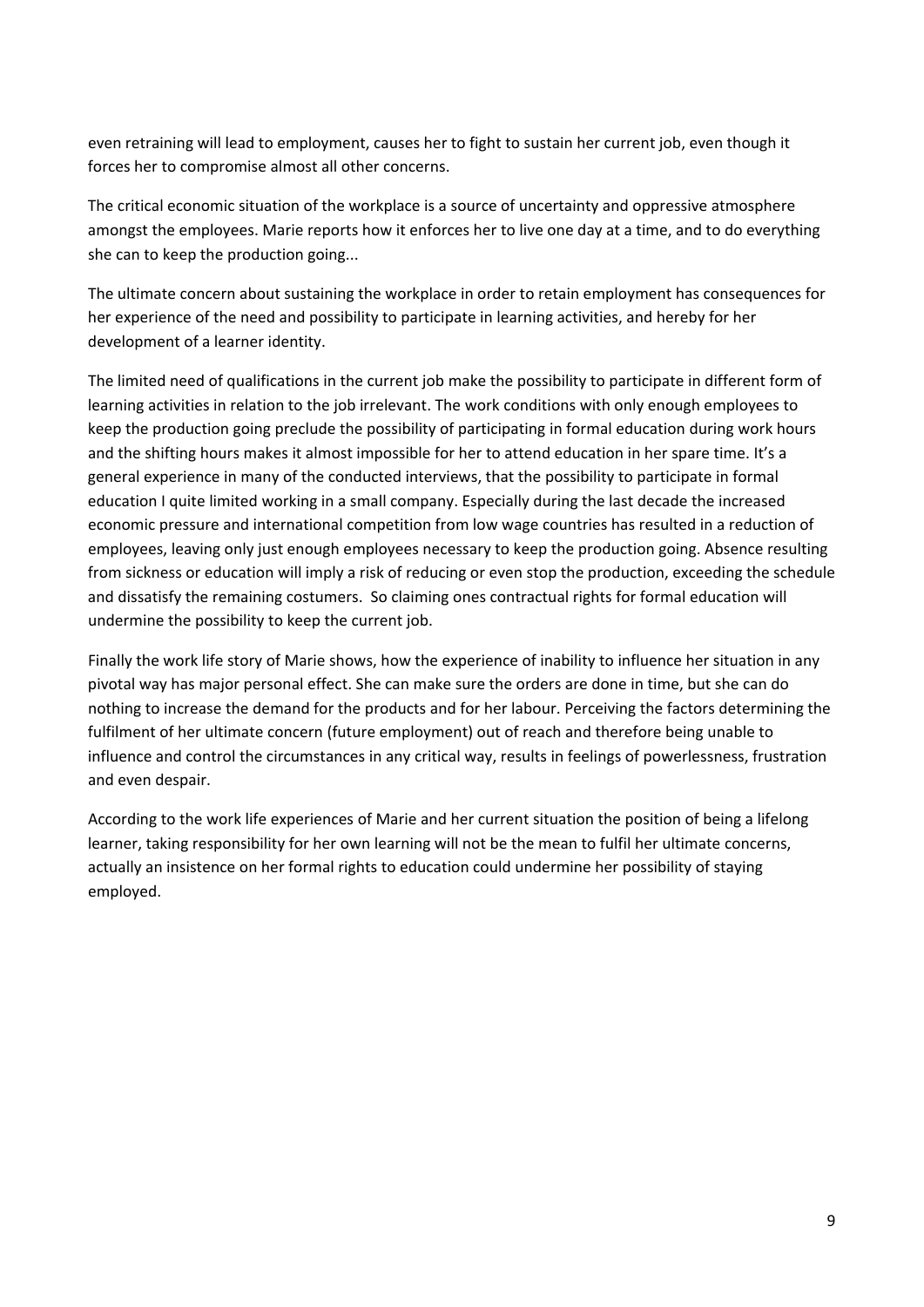even retraining will lead to employment, causes her to fight to sustain her current job, even though it forces her to compromise almost all other concerns.

The critical economic situation of the workplace is a source of uncertainty and oppressive atmosphere amongst the employees. Marie reports how it enforces her to live one day at a time, and to do everything she can to keep the production going...

The ultimate concern about sustaining the workplace in order to retain employment has consequences for her experience of the need and possibility to participate in learning activities, and hereby for her development of a learner identity.

The limited need of qualifications in the current job make the possibility to participate in different form of learning activities in relation to the job irrelevant. The work conditions with only enough employees to keep the production going preclude the possibility of participating in formal education during work hours and the shifting hours makes it almost impossible for her to attend education in her spare time. It's a general experience in many of the conducted interviews, that the possibility to participate in formal education I quite limited working in a small company. Especially during the last decade the increased economic pressure and international competition from low wage countries has resulted in a reduction of employees, leaving only just enough employees necessary to keep the production going. Absence resulting from sickness or education will imply a risk of reducing or even stop the production, exceeding the schedule and dissatisfy the remaining costumers. So claiming ones contractual rights for formal education will undermine the possibility to keep the current job.

Finally the work life story of Marie shows, how the experience of inability to influence her situation in any pivotal way has major personal effect. She can make sure the orders are done in time, but she can do nothing to increase the demand for the products and for her labour. Perceiving the factors determining the fulfilment of her ultimate concern (future employment) out of reach and therefore being unable to influence and control the circumstances in any critical way, results in feelings of powerlessness, frustration and even despair.

According to the work life experiences of Marie and her current situation the position of being a lifelong learner, taking responsibility for her own learning will not be the mean to fulfil her ultimate concerns, actually an insistence on her formal rights to education could undermine her possibility of staying employed.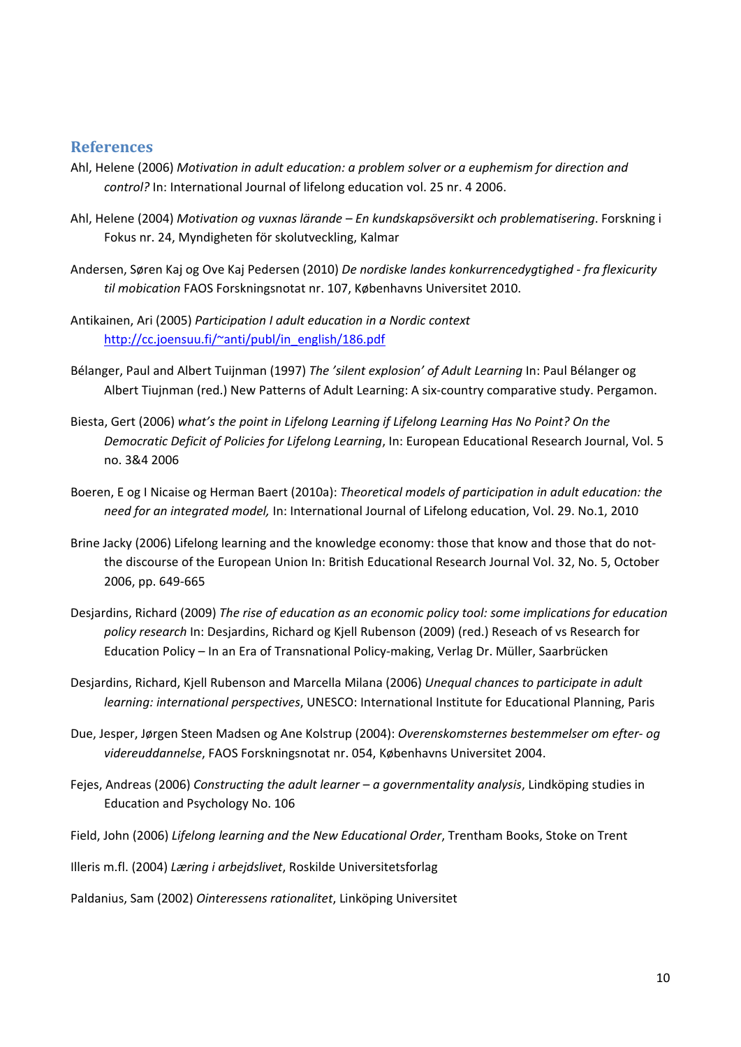## References

Ahl, Helene (2006) *Motivation in adult education: a problem solver or a euphemism for direction and control?* In: International Journal of lifelong education vol. 25 nr. 4 2006.

Ahl, Helene (2004) *Motivation og vuxnas lärande – En kundskapsöversikt och problematisering*. Forskning i Fokus nr. 24, Myndigheten för skolutveckling, Kalmar

Andersen, Søren Kaj og Ove Kaj Pedersen (2010) *De nordiske landes konkurrencedygtighed - fra flexicurity til mobication* FAOS Forskningsnotat nr. 107, Københavns Universitet 2010.

Antikainen, Ari (2005) *Participation I adult education in a Nordic context* http://cc.joensuu.fi/~anti/publ/in_english/186.pdf

Bélanger, Paul and Albert Tuijnman (1997) *The 'silent explosion' of Adult Learning* In: Paul Bélanger og Albert Tiujnman (red.) New Patterns of Adult Learning: A six-country comparative study. Pergamon.

Biesta, Gert (2006) *what's the point in Lifelong Learning if Lifelong Learning Has No Point? On the Democratic Deficit of Policies for Lifelong Learning*, In: European Educational Research Journal, Vol. 5 no. 3&4 2006

Boeren, E og I Nicaise og Herman Baert (2010a): *Theoretical models of participation in adult education: the need for an integrated model,* In: International Journal of Lifelong education, Vol. 29. No.1, 2010

Brine Jacky (2006) Lifelong learning and the knowledge economy: those that know and those that do not- the discourse of the European Union In: British Educational Research Journal Vol. 32, No. 5, October 2006, pp. 649-665

Desjardins, Richard (2009) *The rise of education as an economic policy tool: some implications for education policy research* In: Desjardins, Richard og Kjell Rubenson (2009) (red.) Reseach of vs Research for Education Policy – In an Era of Transnational Policy-making, Verlag Dr. Müller, Saarbrücken

Desjardins, Richard, Kjell Rubenson and Marcella Milana (2006) *Unequal chances to participate in adult learning: international perspectives*, UNESCO: International Institute for Educational Planning, Paris

Due, Jesper, Jørgen Steen Madsen og Ane Kolstrup (2004): *Overenskomsternes bestemmelser om efter- og videreuddannelse*, FAOS Forskningsnotat nr. 054, Københavns Universitet 2004.

Fejes, Andreas (2006) *Constructing the adult learner – a governmentality analysis*, Lindköping studies in Education and Psychology No. 106

Field, John (2006) *Lifelong learning and the New Educational Order*, Trentham Books, Stoke on Trent

Illeris m.fl. (2004) *Læring i arbejdslivet*, Roskilde Universitetsforlag

Paldanius, Sam (2002) *Ointeressens rationalitet*, Linköping Universitet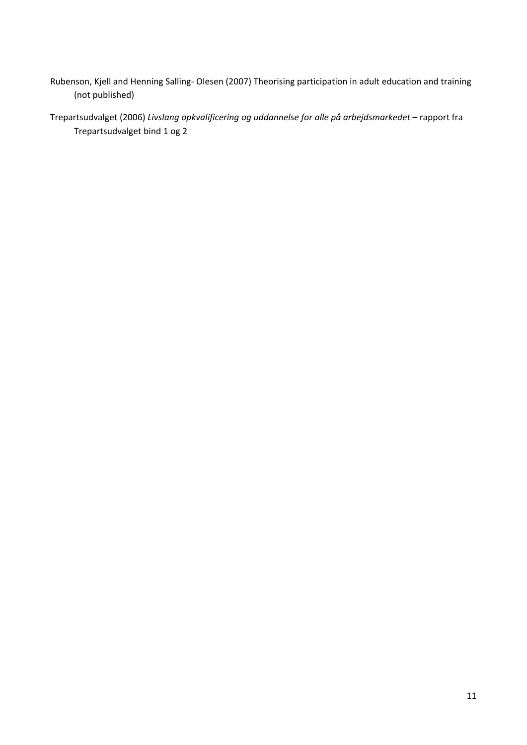Rubenson, Kjell and Henning Salling- Olesen (2007) Theorising participation in adult education and training (not published)

Trepartsudvalget (2006) *Livslang opkvalificering og uddannelse for alle på arbejdsmarkedet* – rapport fra Trepartsudvalget bind 1 og 2